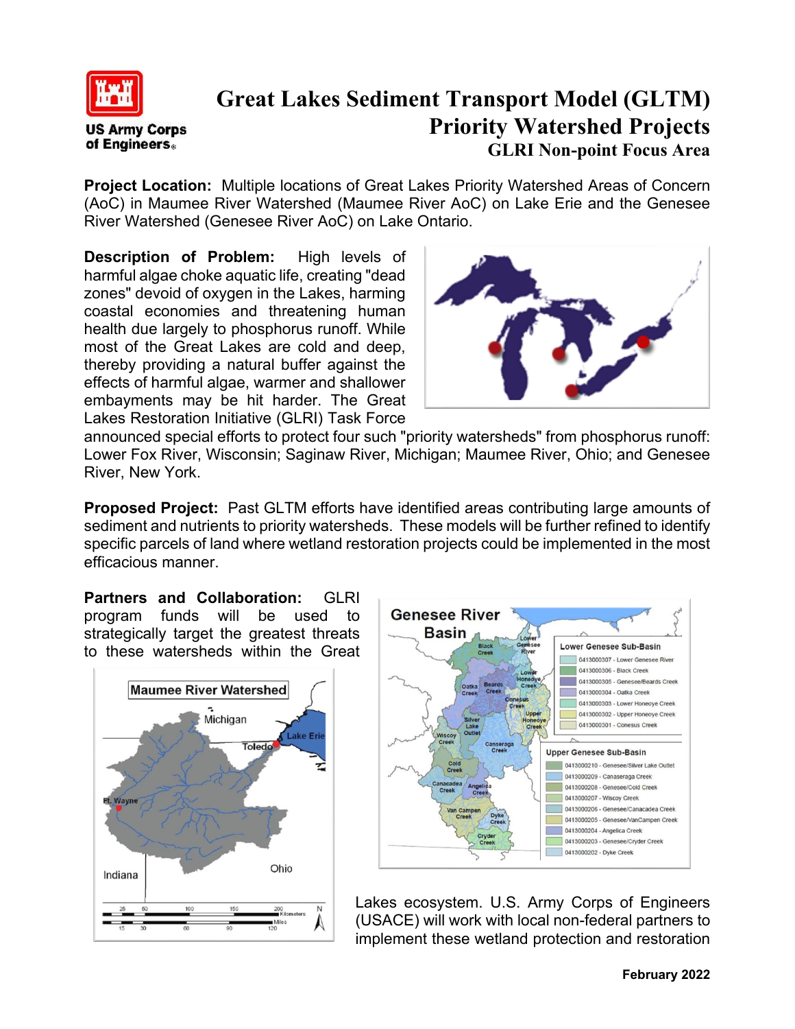# Great Lakes Sediment Transport Model (GLTM)
## Priority Watershed Projects
### GLRI Non-point Focus Area

**Project Location:** Multiple locations of Great Lakes Priority Watershed Areas of Concern (AoC) in Maumee River Watershed (Maumee River AoC) on Lake Erie and the Genesee River Watershed (Genesee River AoC) on Lake Ontario.

**Description of Problem:** High levels of harmful algae choke aquatic life, creating "dead zones" devoid of oxygen in the Lakes, harming coastal economies and threatening human health due largely to phosphorus runoff. While most of the Great Lakes are cold and deep, thereby providing a natural buffer against the effects of harmful algae, warmer and shallower embayments may be hit harder. The Great Lakes Restoration Initiative (GLRI) Task Force announced special efforts to protect four such "priority watersheds" from phosphorus runoff: Lower Fox River, Wisconsin; Saginaw River, Michigan; Maumee River, Ohio; and Genesee River, New York.

**Proposed Project:** Past GLTM efforts have identified areas contributing large amounts of sediment and nutrients to priority watersheds. These models will be further refined to identify specific parcels of land where wetland restoration projects could be implemented in the most efficacious manner.

**Partners and Collaboration:** GLRI program funds will be used to strategically target the greatest threats to these watersheds within the Great Lakes ecosystem. U.S. Army Corps of Engineers (USACE) will work with local non-federal partners to implement these wetland protection and restoration

February 2022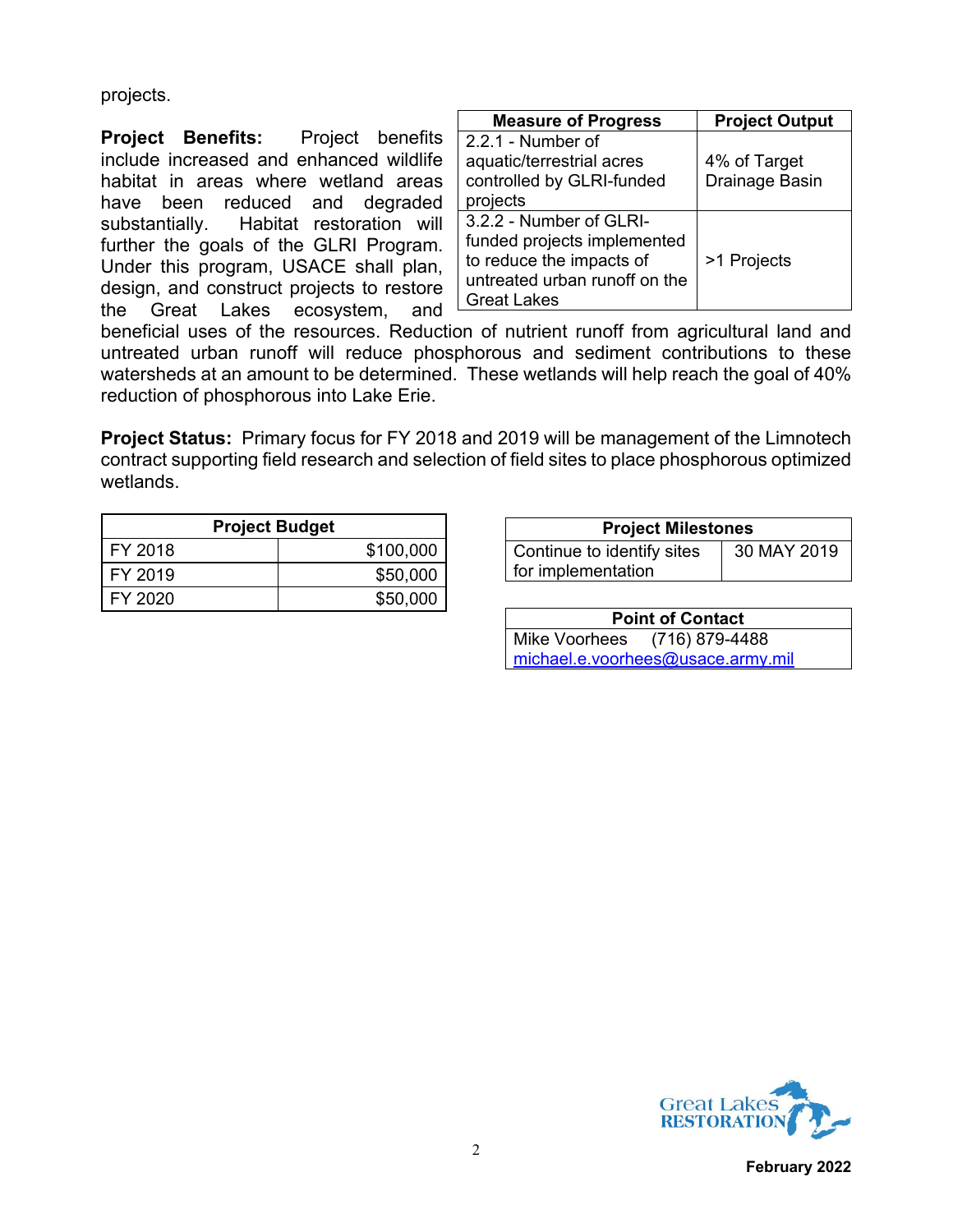projects.

**Project Benefits:** Project benefits include increased and enhanced wildlife habitat in areas where wetland areas have been reduced and degraded substantially. Habitat restoration will further the goals of the GLRI Program. Under this program, USACE shall plan, design, and construct projects to restore the Great Lakes ecosystem, and beneficial uses of the resources. Reduction of nutrient runoff from agricultural land and untreated urban runoff will reduce phosphorous and sediment contributions to these watersheds at an amount to be determined. These wetlands will help reach the goal of 40% reduction of phosphorous into Lake Erie.

| Measure of Progress | Project Output |
| --- | --- |
| 2.2.1 - Number of aquatic/terrestrial acres controlled by GLRI-funded projects | 4% of Target Drainage Basin |
| 3.2.2 - Number of GLRI-funded projects implemented to reduce the impacts of untreated urban runoff on the Great Lakes | >1 Projects |

**Project Status:** Primary focus for FY 2018 and 2019 will be management of the Limnotech contract supporting field research and selection of field sites to place phosphorous optimized wetlands.

| Project Budget | |
| --- | --- |
| FY 2018 | $100,000 |
| FY 2019 | $50,000 |
| FY 2020 | $50,000 |

| Project Milestones | |
| --- | --- |
| Continue to identify sites for implementation | 30 MAY 2019 |

| Point of Contact |
| --- |
| Mike Voorhees (716) 879-4488 michael.e.voorhees@usace.army.mil |

Great Lakes RESTORATION

February 2022